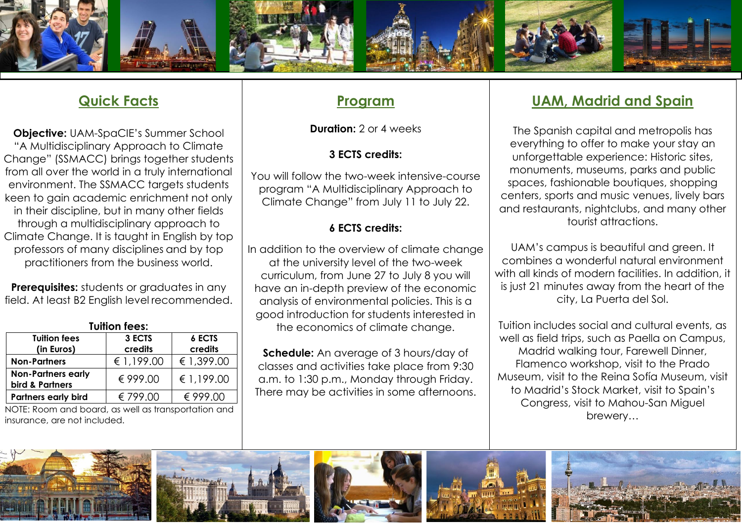## Quick Facts

**Objective:** UAM-SpaCIE's Summer School "A Multidisciplinary Approach to Climate Change" (SSMACC) brings together students from all over the world in a truly international environment. The SSMACC targets students keen to gain academic enrichment not only in their discipline, but in many other fields through a multidisciplinary approach to Climate Change. It is taught in English by top professors of many disciplines and by top practitioners from the business world.

**Prerequisites:** students or graduates in any field. At least B2 English level recommended.

**Tuition fees:**

| Tuition fees (in Euros) | 3 ECTS credits | 6 ECTS credits |
|---|---|---|
| Non-Partners | € 1,199.00 | € 1,399.00 |
| Non-Partners early bird & Partners | € 999.00 | € 1,199.00 |
| Partners early bird | € 799.00 | € 999.00 |

NOTE: Room and board, as well as transportation and insurance, are not included.

## Program

**Duration:** 2 or 4 weeks

**3 ECTS credits:**

You will follow the two-week intensive-course program "A Multidisciplinary Approach to Climate Change" from July 11 to July 22.

**6 ECTS credits:**

In addition to the overview of climate change at the university level of the two-week curriculum, from June 27 to July 8 you will have an in-depth preview of the economic analysis of environmental policies. This is a good introduction for students interested in the economics of climate change.

**Schedule:** An average of 3 hours/day of classes and activities take place from 9:30 a.m. to 1:30 p.m., Monday through Friday. There may be activities in some afternoons.

## UAM, Madrid and Spain

The Spanish capital and metropolis has everything to offer to make your stay an unforgettable experience: Historic sites, monuments, museums, parks and public spaces, fashionable boutiques, shopping centers, sports and music venues, lively bars and restaurants, nightclubs, and many other tourist attractions.

UAM's campus is beautiful and green. It combines a wonderful natural environment with all kinds of modern facilities. In addition, it is just 21 minutes away from the heart of the city, La Puerta del Sol.

Tuition includes social and cultural events, as well as field trips, such as Paella on Campus, Madrid walking tour, Farewell Dinner, Flamenco workshop, visit to the Prado Museum, visit to the Reina Sofía Museum, visit to Madrid's Stock Market, visit to Spain's Congress, visit to Mahou-San Miguel brewery…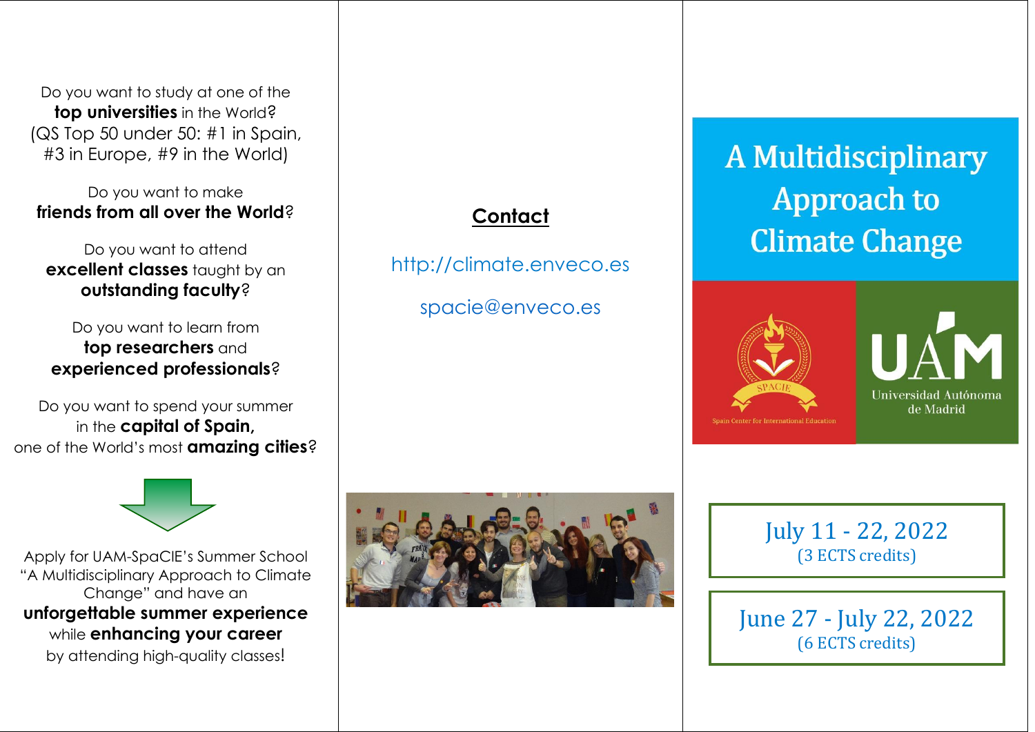Do you want to study at one of the **top universities** in the World?
(QS Top 50 under 50: #1 in Spain, #3 in Europe, #9 in the World)

Do you want to make **friends from all over the World**?

Do you want to attend **excellent classes** taught by an **outstanding faculty**?

Do you want to learn from **top researchers** and **experienced professionals**?

Do you want to spend your summer in the **capital of Spain,** one of the World's most **amazing cities**?

Apply for UAM-SpaCIE's Summer School "A Multidisciplinary Approach to Climate Change" and have an **unforgettable summer experience** while **enhancing your career** by attending high-quality classes!

## Contact

http://climate.enveco.es

spacie@enveco.es

# A Multidisciplinary Approach to Climate Change

SPACIE
Spain Center for International Education

UAM
Universidad Autónoma de Madrid

July 11 - 22, 2022
(3 ECTS credits)

June 27 - July 22, 2022
(6 ECTS credits)